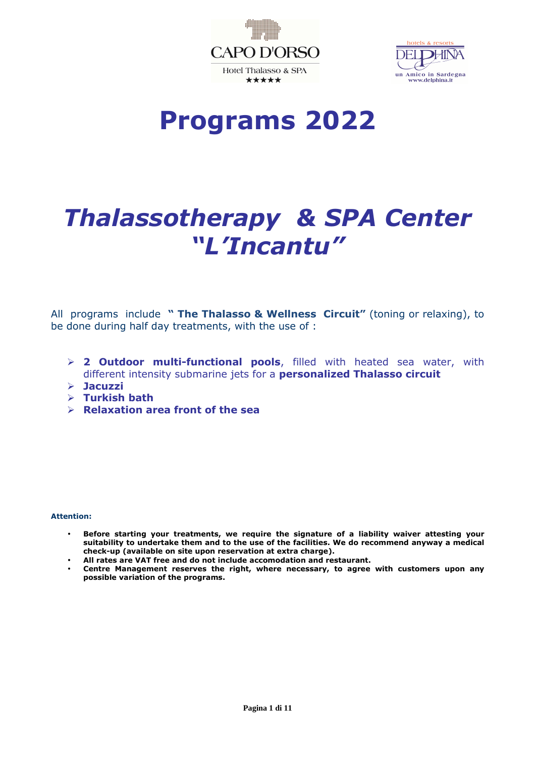CAPO D'ORSO

Hotel Thalasso & SPA
★★★★★

hotels & resorts
DELPHINA
un Amico in Sardegna
www.delphina.it

# Programs 2022

# *Thalassotherapy & SPA Center "L'Incantu"*

All programs include **" The Thalasso & Wellness Circuit"** (toning or relaxing), to be done during half day treatments, with the use of :

- **2 Outdoor multi-functional pools**, filled with heated sea water, with different intensity submarine jets for a **personalized Thalasso circuit**
- **Jacuzzi**
- **Turkish bath**
- **Relaxation area front of the sea**

**Attention:**

- **Before starting your treatments, we require the signature of a liability waiver attesting your suitability to undertake them and to the use of the facilities. We do recommend anyway a medical check-up (available on site upon reservation at extra charge).**
- **All rates are VAT free and do not include accomodation and restaurant.**
- **Centre Management reserves the right, where necessary, to agree with customers upon any possible variation of the programs.**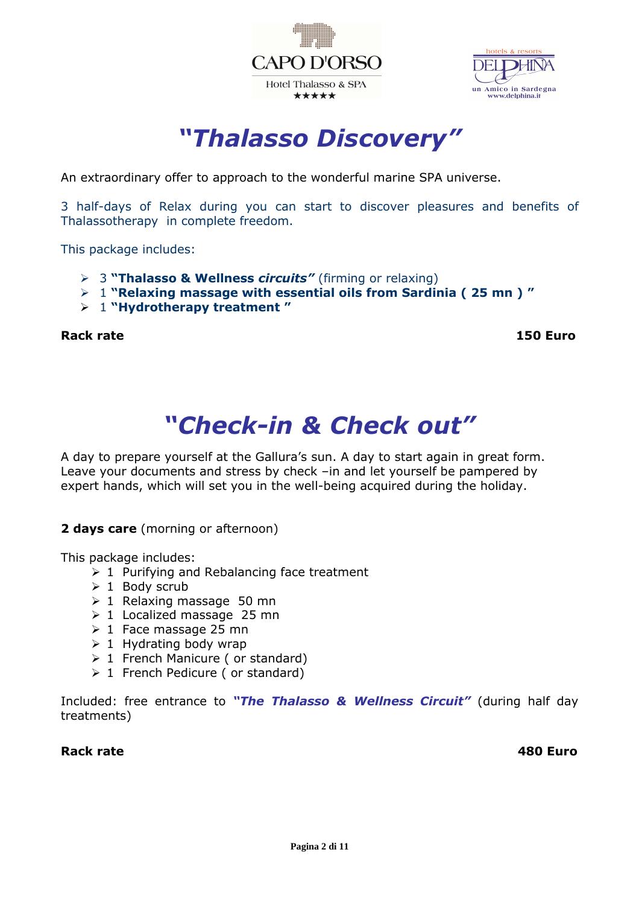# *"Thalasso Discovery"*

An extraordinary offer to approach to the wonderful marine SPA universe.

3 half-days of Relax during you can start to discover pleasures and benefits of Thalassotherapy in complete freedom.

This package includes:

- 3 **"Thalasso & Wellness *circuits*"** (firming or relaxing)
- 1 **"Relaxing massage with essential oils from Sardinia ( 25 mn ) "**
- 1 **"Hydrotherapy treatment "**

**Rack rate** **150 Euro**

# *"Check-in & Check out"*

A day to prepare yourself at the Gallura's sun. A day to start again in great form. Leave your documents and stress by check –in and let yourself be pampered by expert hands, which will set you in the well-being acquired during the holiday.

**2 days care** (morning or afternoon)

This package includes:

- 1 Purifying and Rebalancing face treatment
- 1 Body scrub
- 1 Relaxing massage 50 mn
- 1 Localized massage 25 mn
- 1 Face massage 25 mn
- 1 Hydrating body wrap
- 1 French Manicure ( or standard)
- 1 French Pedicure ( or standard)

Included: free entrance to ***"The Thalasso & Wellness Circuit"*** (during half day treatments)

**Rack rate** **480 Euro**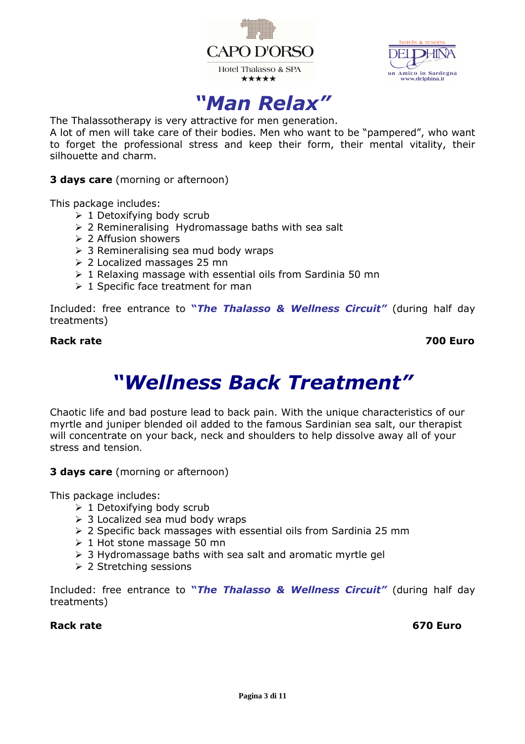# *"Man Relax"*

The Thalassotherapy is very attractive for men generation.
A lot of men will take care of their bodies. Men who want to be "pampered", who want to forget the professional stress and keep their form, their mental vitality, their silhouette and charm.

**3 days care** (morning or afternoon)

This package includes:

- 1 Detoxifying body scrub
- 2 Remineralising Hydromassage baths with sea salt
- 2 Affusion showers
- 3 Remineralising sea mud body wraps
- 2 Localized massages 25 mn
- 1 Relaxing massage with essential oils from Sardinia 50 mn
- 1 Specific face treatment for man

Included: free entrance to ***"The Thalasso & Wellness Circuit"*** (during half day treatments)

**Rack rate** **700 Euro**

# *"Wellness Back Treatment"*

Chaotic life and bad posture lead to back pain. With the unique characteristics of our myrtle and juniper blended oil added to the famous Sardinian sea salt, our therapist will concentrate on your back, neck and shoulders to help dissolve away all of your stress and tension.

**3 days care** (morning or afternoon)

This package includes:

- 1 Detoxifying body scrub
- 3 Localized sea mud body wraps
- 2 Specific back massages with essential oils from Sardinia 25 mm
- 1 Hot stone massage 50 mn
- 3 Hydromassage baths with sea salt and aromatic myrtle gel
- 2 Stretching sessions

Included: free entrance to ***"The Thalasso & Wellness Circuit"*** (during half day treatments)

**Rack rate** **670 Euro**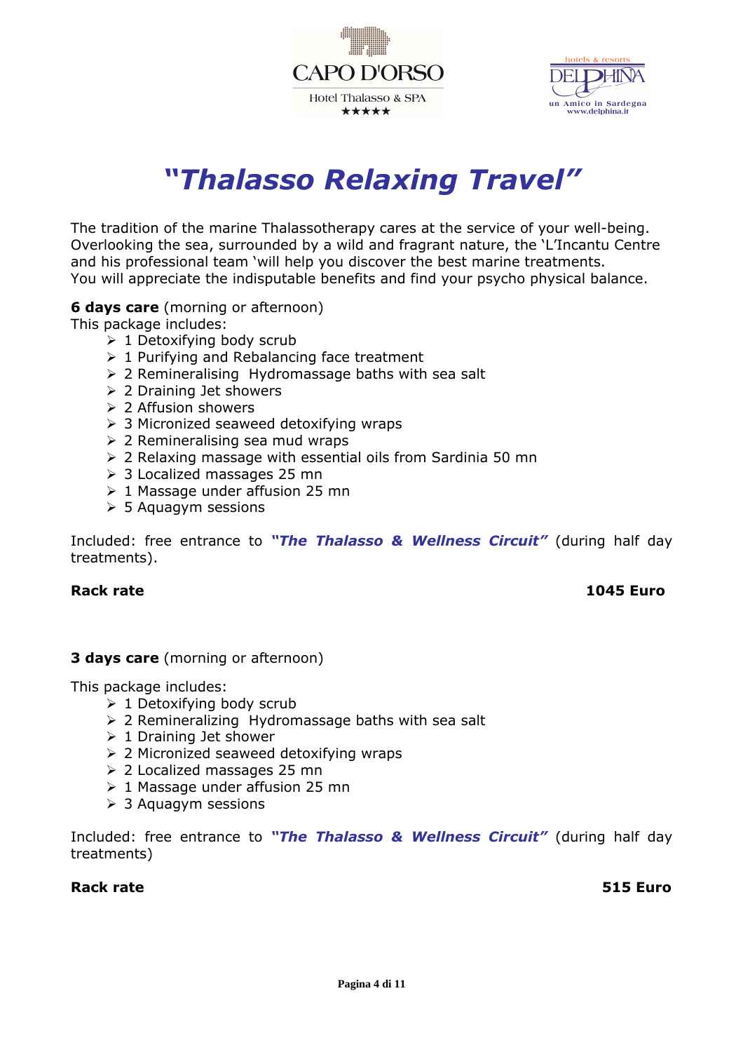# *"Thalasso Relaxing Travel"*

The tradition of the marine Thalassotherapy cares at the service of your well-being. Overlooking the sea, surrounded by a wild and fragrant nature, the 'L'Incantu Centre and his professional team 'will help you discover the best marine treatments. You will appreciate the indisputable benefits and find your psycho physical balance.

**6 days care** (morning or afternoon)
This package includes:

- 1 Detoxifying body scrub
- 1 Purifying and Rebalancing face treatment
- 2 Remineralising Hydromassage baths with sea salt
- 2 Draining Jet showers
- 2 Affusion showers
- 3 Micronized seaweed detoxifying wraps
- 2 Remineralising sea mud wraps
- 2 Relaxing massage with essential oils from Sardinia 50 mn
- 3 Localized massages 25 mn
- 1 Massage under affusion 25 mn
- 5 Aquagym sessions

Included: free entrance to ***"The Thalasso & Wellness Circuit"*** (during half day treatments).

**Rack rate** **1045 Euro**

**3 days care** (morning or afternoon)

This package includes:

- 1 Detoxifying body scrub
- 2 Remineralizing Hydromassage baths with sea salt
- 1 Draining Jet shower
- 2 Micronized seaweed detoxifying wraps
- 2 Localized massages 25 mn
- 1 Massage under affusion 25 mn
- 3 Aquagym sessions

Included: free entrance to ***"The Thalasso & Wellness Circuit"*** (during half day treatments)

**Rack rate** **515 Euro**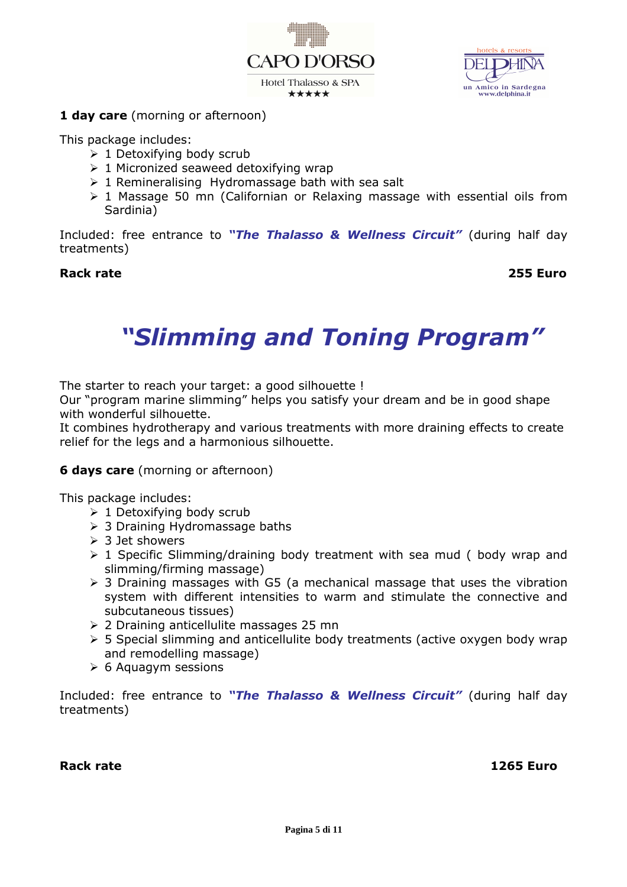**1 day care** (morning or afternoon)

This package includes:

- 1 Detoxifying body scrub
- 1 Micronized seaweed detoxifying wrap
- 1 Remineralising Hydromassage bath with sea salt
- 1 Massage 50 mn (Californian or Relaxing massage with essential oils from Sardinia)

Included: free entrance to ***"The Thalasso & Wellness Circuit"*** (during half day treatments)

**Rack rate** **255 Euro**

# *"Slimming and Toning Program"*

The starter to reach your target: a good silhouette !
Our "program marine slimming" helps you satisfy your dream and be in good shape with wonderful silhouette.
It combines hydrotherapy and various treatments with more draining effects to create relief for the legs and a harmonious silhouette.

**6 days care** (morning or afternoon)

This package includes:

- 1 Detoxifying body scrub
- 3 Draining Hydromassage baths
- 3 Jet showers
- 1 Specific Slimming/draining body treatment with sea mud ( body wrap and slimming/firming massage)
- 3 Draining massages with G5 (a mechanical massage that uses the vibration system with different intensities to warm and stimulate the connective and subcutaneous tissues)
- 2 Draining anticellulite massages 25 mn
- 5 Special slimming and anticellulite body treatments (active oxygen body wrap and remodelling massage)
- 6 Aquagym sessions

Included: free entrance to ***"The Thalasso & Wellness Circuit"*** (during half day treatments)

**Rack rate** **1265 Euro**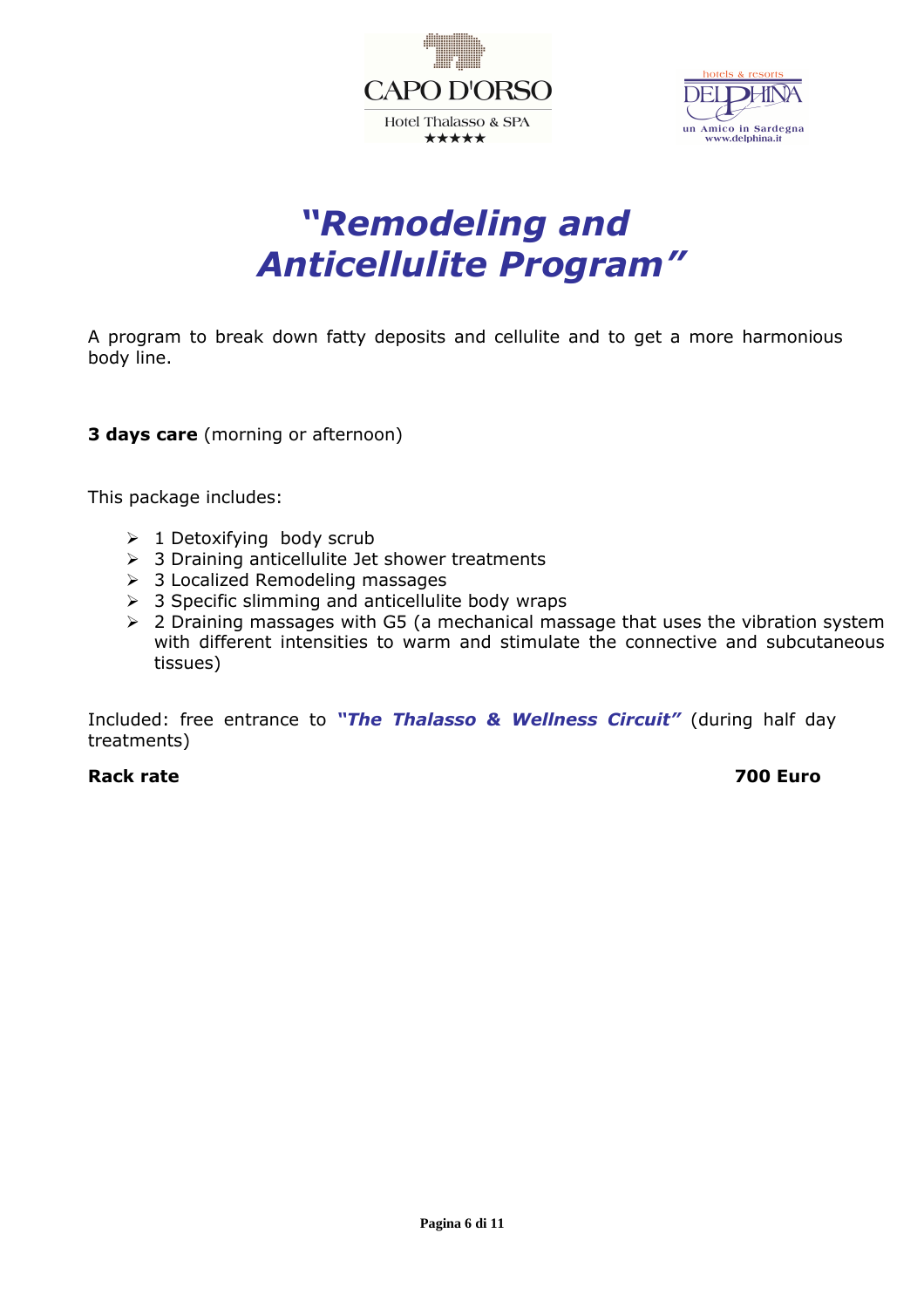# *"Remodeling and Anticellulite Program"*

A program to break down fatty deposits and cellulite and to get a more harmonious body line.

**3 days care** (morning or afternoon)

This package includes:

- 1 Detoxifying body scrub
- 3 Draining anticellulite Jet shower treatments
- 3 Localized Remodeling massages
- 3 Specific slimming and anticellulite body wraps
- 2 Draining massages with G5 (a mechanical massage that uses the vibration system with different intensities to warm and stimulate the connective and subcutaneous tissues)

Included: free entrance to ***"The Thalasso & Wellness Circuit"*** (during half day treatments)

**Rack rate** **700 Euro**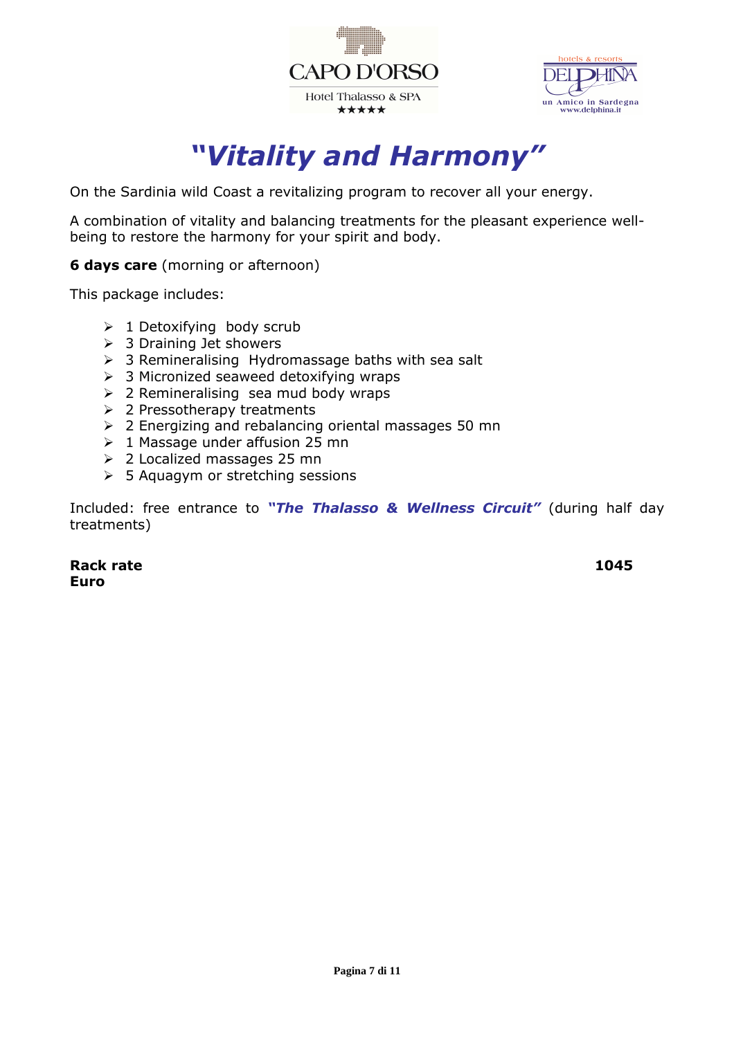CAPO D'ORSO

Hotel Thalasso & SPA

★★★★★

hotels & resorts

DELPHINA

un Amico in Sardegna

www.delphina.it

# *"Vitality and Harmony"*

On the Sardinia wild Coast a revitalizing program to recover all your energy.

A combination of vitality and balancing treatments for the pleasant experience well-being to restore the harmony for your spirit and body.

**6 days care** (morning or afternoon)

This package includes:

- 1 Detoxifying body scrub
- 3 Draining Jet showers
- 3 Remineralising Hydromassage baths with sea salt
- 3 Micronized seaweed detoxifying wraps
- 2 Remineralising sea mud body wraps
- 2 Pressotherapy treatments
- 2 Energizing and rebalancing oriental massages 50 mn
- 1 Massage under affusion 25 mn
- 2 Localized massages 25 mn
- 5 Aquagym or stretching sessions

Included: free entrance to ***"The Thalasso & Wellness Circuit"*** (during half day treatments)

**Rack rate** **1045 Euro**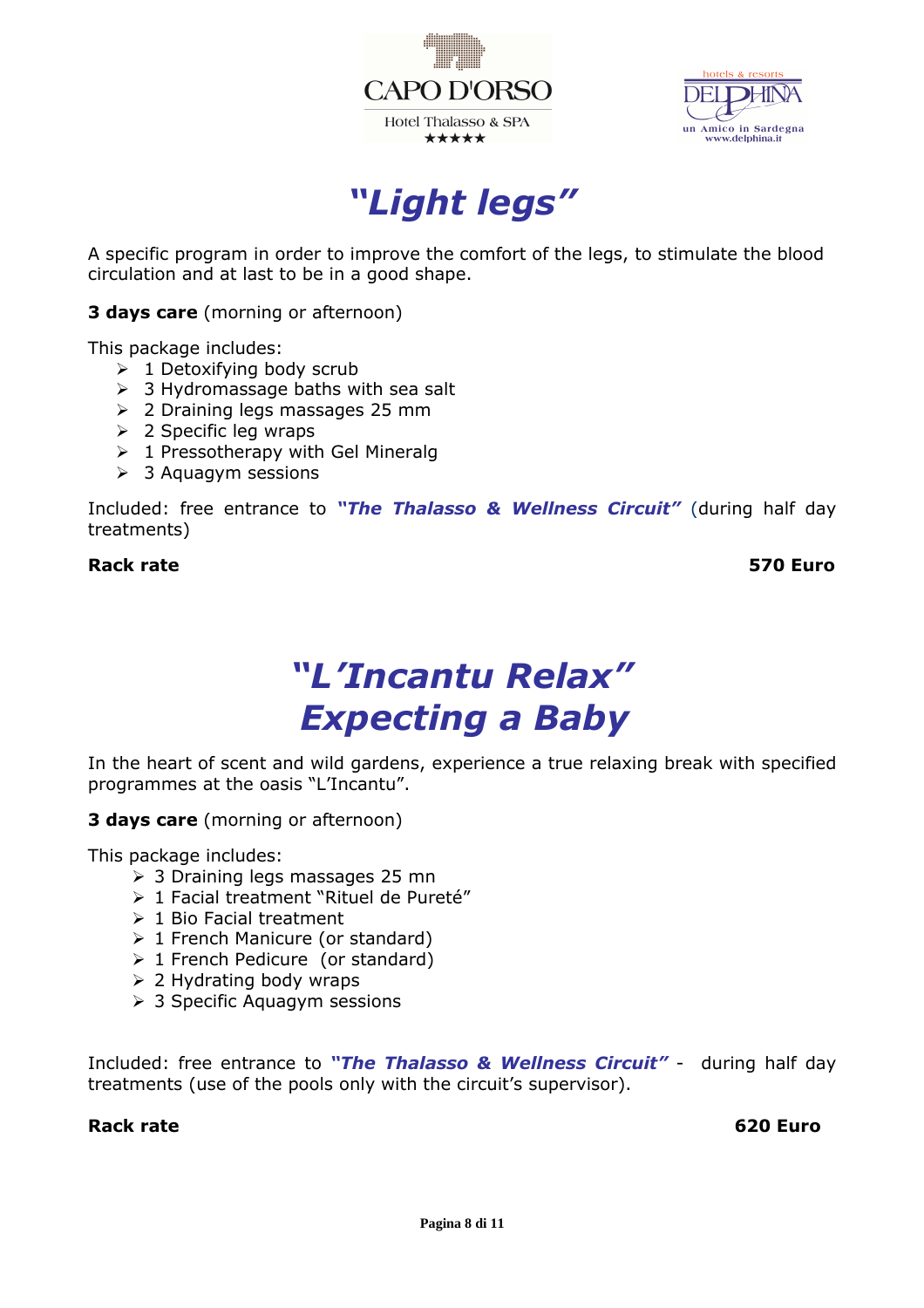# *"Light legs"*

A specific program in order to improve the comfort of the legs, to stimulate the blood circulation and at last to be in a good shape.

**3 days care** (morning or afternoon)

This package includes:

- 1 Detoxifying body scrub
- 3 Hydromassage baths with sea salt
- 2 Draining legs massages 25 mm
- 2 Specific leg wraps
- 1 Pressotherapy with Gel Mineralg
- 3 Aquagym sessions

Included: free entrance to ***"The Thalasso & Wellness Circuit"*** (during half day treatments)

**Rack rate** **570 Euro**

# *"L'Incantu Relax"*
# *Expecting a Baby*

In the heart of scent and wild gardens, experience a true relaxing break with specified programmes at the oasis "L'Incantu".

**3 days care** (morning or afternoon)

This package includes:

- 3 Draining legs massages 25 mn
- 1 Facial treatment "Rituel de Pureté"
- 1 Bio Facial treatment
- 1 French Manicure (or standard)
- 1 French Pedicure (or standard)
- 2 Hydrating body wraps
- 3 Specific Aquagym sessions

Included: free entrance to ***"The Thalasso & Wellness Circuit"*** - during half day treatments (use of the pools only with the circuit's supervisor).

**Rack rate** **620 Euro**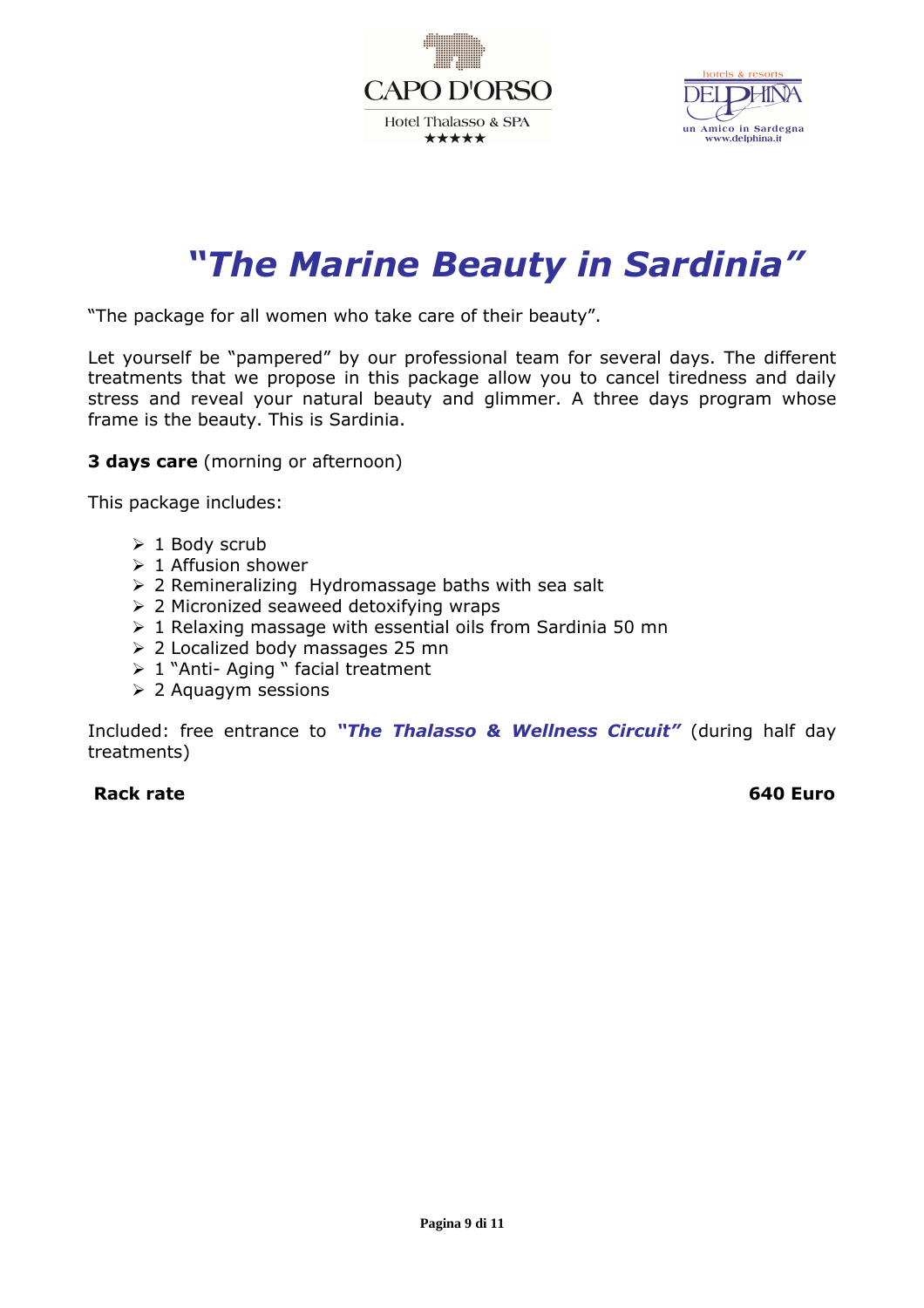# *"The Marine Beauty in Sardinia"*

"The package for all women who take care of their beauty".

Let yourself be "pampered" by our professional team for several days. The different treatments that we propose in this package allow you to cancel tiredness and daily stress and reveal your natural beauty and glimmer. A three days program whose frame is the beauty. This is Sardinia.

**3 days care** (morning or afternoon)

This package includes:

- 1 Body scrub
- 1 Affusion shower
- 2 Remineralizing Hydromassage baths with sea salt
- 2 Micronized seaweed detoxifying wraps
- 1 Relaxing massage with essential oils from Sardinia 50 mn
- 2 Localized body massages 25 mn
- 1 "Anti- Aging " facial treatment
- 2 Aquagym sessions

Included: free entrance to ***"The Thalasso & Wellness Circuit"*** (during half day treatments)

**Rack rate** **640 Euro**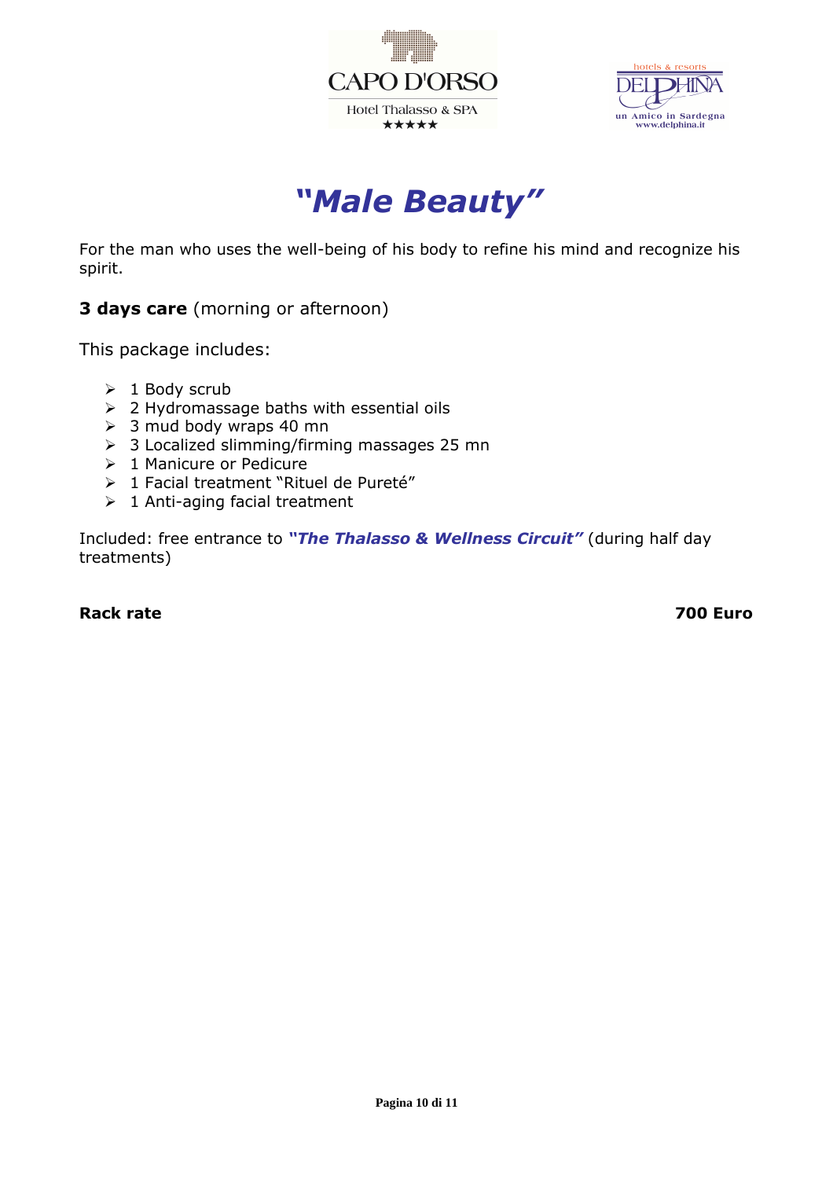# *"Male Beauty"*

For the man who uses the well-being of his body to refine his mind and recognize his spirit.

**3 days care** (morning or afternoon)

This package includes:

- 1 Body scrub
- 2 Hydromassage baths with essential oils
- 3 mud body wraps 40 mn
- 3 Localized slimming/firming massages 25 mn
- 1 Manicure or Pedicure
- 1 Facial treatment "Rituel de Pureté"
- 1 Anti-aging facial treatment

Included: free entrance to ***"The Thalasso & Wellness Circuit"*** (during half day treatments)

**Rack rate** **700 Euro**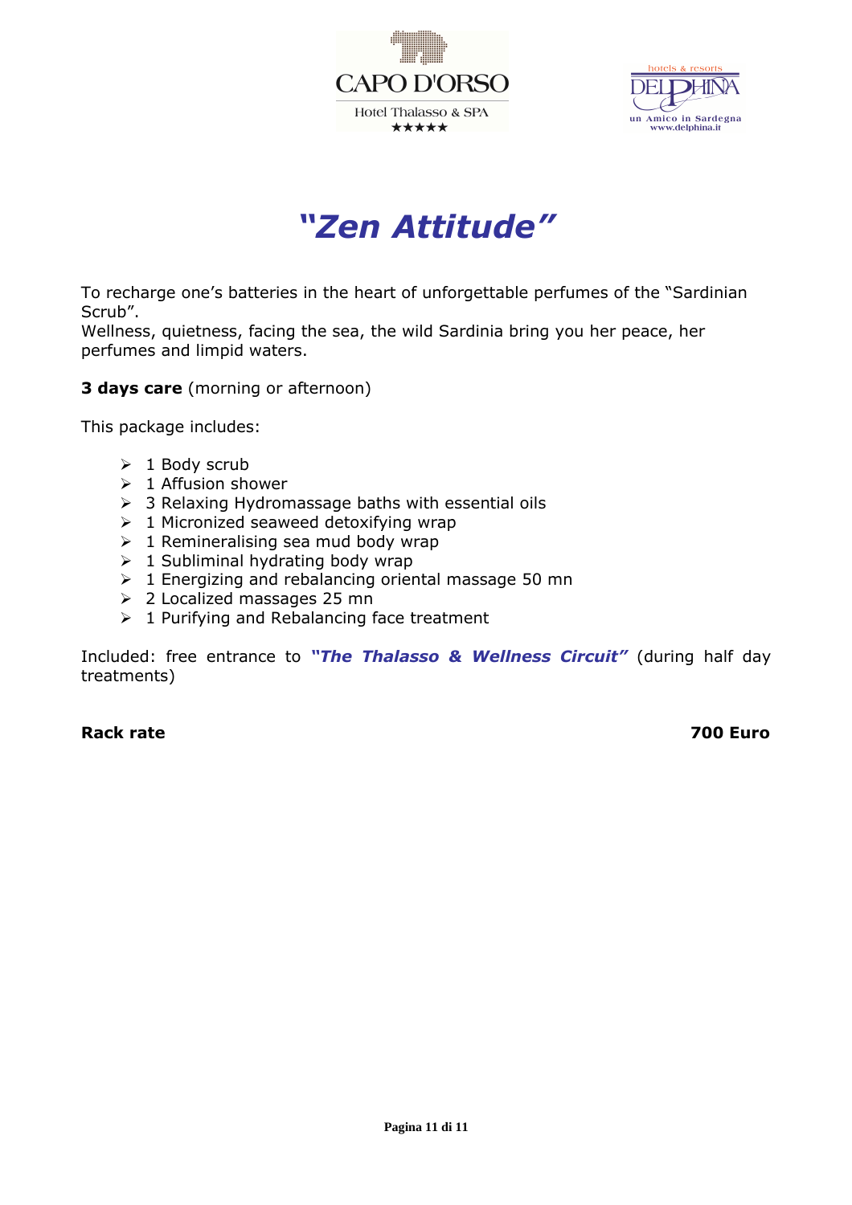# *"Zen Attitude"*

To recharge one's batteries in the heart of unforgettable perfumes of the "Sardinian Scrub".
Wellness, quietness, facing the sea, the wild Sardinia bring you her peace, her perfumes and limpid waters.

**3 days care** (morning or afternoon)

This package includes:

- 1 Body scrub
- 1 Affusion shower
- 3 Relaxing Hydromassage baths with essential oils
- 1 Micronized seaweed detoxifying wrap
- 1 Remineralising sea mud body wrap
- 1 Subliminal hydrating body wrap
- 1 Energizing and rebalancing oriental massage 50 mn
- 2 Localized massages 25 mn
- 1 Purifying and Rebalancing face treatment

Included: free entrance to ***"The Thalasso & Wellness Circuit"*** (during half day treatments)

**Rack rate** **700 Euro**